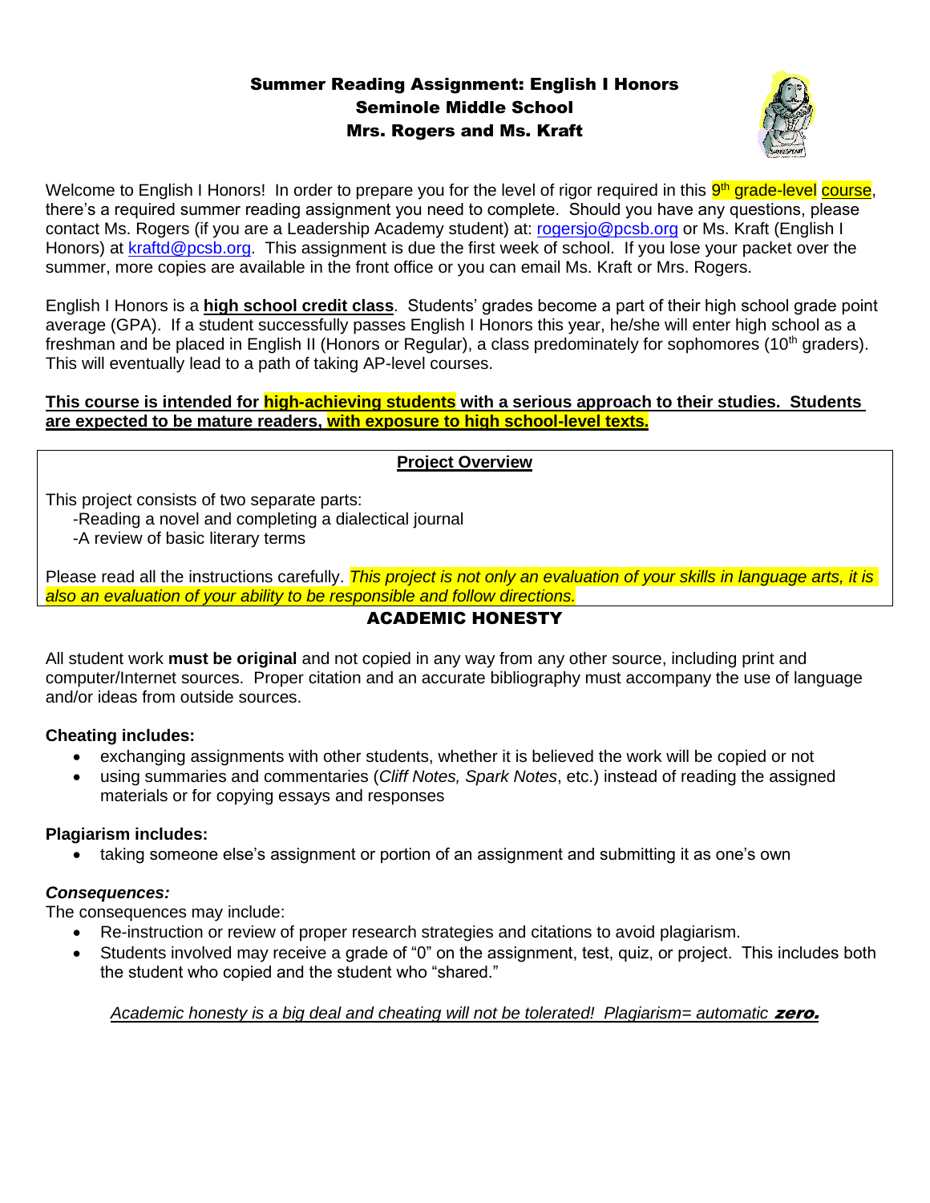# Summer Reading Assignment: English I Honors
## Seminole Middle School
## Mrs. Rogers and Ms. Kraft

Welcome to English I Honors! In order to prepare you for the level of rigor required in this 9th grade-level course, there's a required summer reading assignment you need to complete. Should you have any questions, please contact Ms. Rogers (if you are a Leadership Academy student) at: rogersjo@pcsb.org or Ms. Kraft (English I Honors) at kraftd@pcsb.org. This assignment is due the first week of school. If you lose your packet over the summer, more copies are available in the front office or you can email Ms. Kraft or Mrs. Rogers.

English I Honors is a **high school credit class**. Students' grades become a part of their high school grade point average (GPA). If a student successfully passes English I Honors this year, he/she will enter high school as a freshman and be placed in English II (Honors or Regular), a class predominately for sophomores (10th graders). This will eventually lead to a path of taking AP-level courses.

**This course is intended for high-achieving students with a serious approach to their studies. Students are expected to be mature readers, with exposure to high school-level texts.**

**Project Overview**

This project consists of two separate parts:

-Reading a novel and completing a dialectical journal

-A review of basic literary terms

Please read all the instructions carefully. *This project is not only an evaluation of your skills in language arts, it is also an evaluation of your ability to be responsible and follow directions.*

## ACADEMIC HONESTY

All student work **must be original** and not copied in any way from any other source, including print and computer/Internet sources. Proper citation and an accurate bibliography must accompany the use of language and/or ideas from outside sources.

**Cheating includes:**

- exchanging assignments with other students, whether it is believed the work will be copied or not
- using summaries and commentaries (*Cliff Notes, Spark Notes*, etc.) instead of reading the assigned materials or for copying essays and responses

**Plagiarism includes:**

- taking someone else's assignment or portion of an assignment and submitting it as one's own

***Consequences:***

The consequences may include:

- Re-instruction or review of proper research strategies and citations to avoid plagiarism.
- Students involved may receive a grade of "0" on the assignment, test, quiz, or project. This includes both the student who copied and the student who "shared."

*Academic honesty is a big deal and cheating will not be tolerated! Plagiarism= automatic* ***zero.***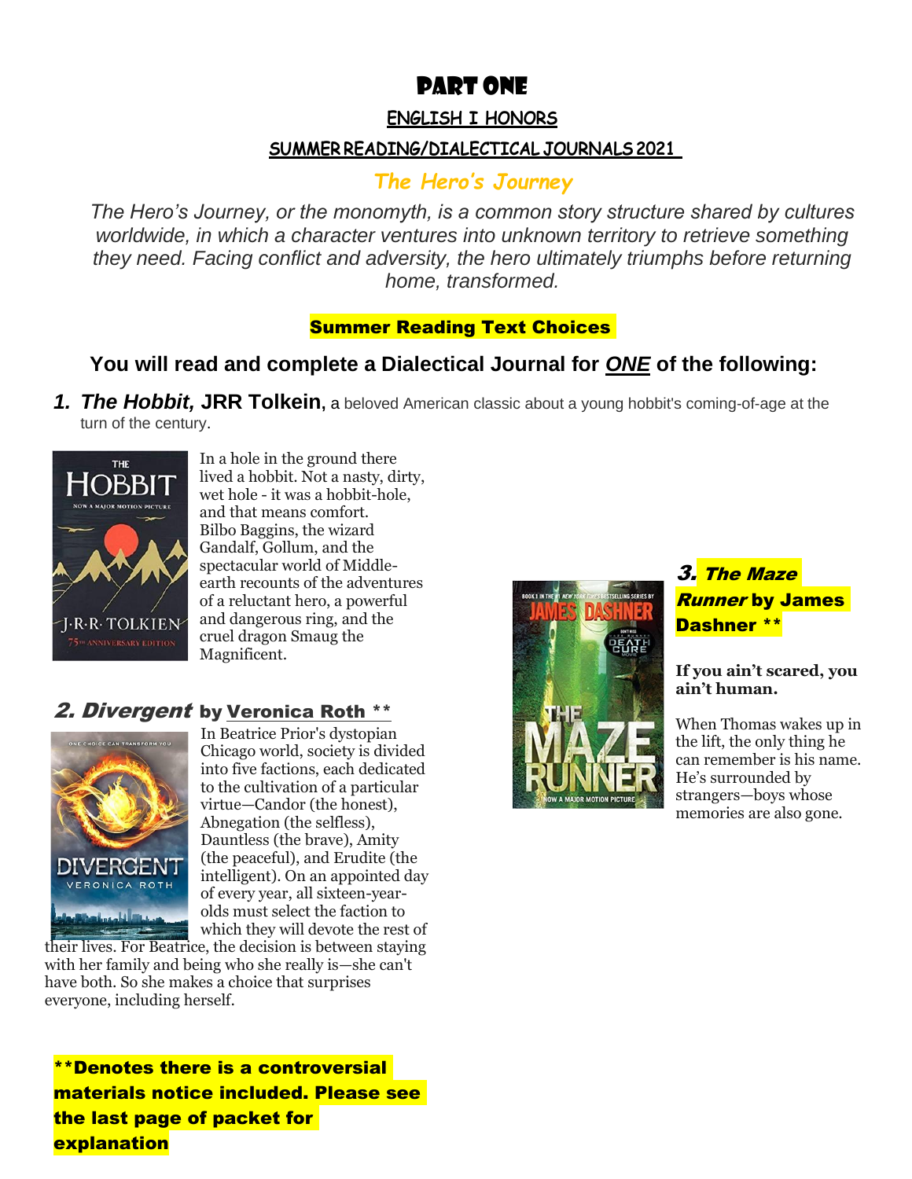# PART ONE

## ENGLISH I HONORS

### SUMMER READING/DIALECTICAL JOURNALS 2021

## *The Hero's Journey*

*The Hero's Journey, or the monomyth, is a common story structure shared by cultures worldwide, in which a character ventures into unknown territory to retrieve something they need. Facing conflict and adversity, the hero ultimately triumphs before returning home, transformed.*

**Summer Reading Text Choices**

**You will read and complete a Dialectical Journal for *ONE* of the following:**

1. ***The Hobbit,* JRR Tolkein,** a beloved American classic about a young hobbit's coming-of-age at the turn of the century.

In a hole in the ground there lived a hobbit. Not a nasty, dirty, wet hole - it was a hobbit-hole, and that means comfort. Bilbo Baggins, the wizard Gandalf, Gollum, and the spectacular world of Middle-earth recounts of the adventures of a reluctant hero, a powerful and dangerous ring, and the cruel dragon Smaug the Magnificent.

2. ***Divergent* by Veronica Roth \*\***

In Beatrice Prior's dystopian Chicago world, society is divided into five factions, each dedicated to the cultivation of a particular virtue—Candor (the honest), Abnegation (the selfless), Dauntless (the brave), Amity (the peaceful), and Erudite (the intelligent). On an appointed day of every year, all sixteen-year-olds must select the faction to which they will devote the rest of their lives. For Beatrice, the decision is between staying with her family and being who she really is—she can't have both. So she makes a choice that surprises everyone, including herself.

3. ***The Maze Runner* by James Dashner \*\***

**If you ain't scared, you ain't human.**

When Thomas wakes up in the lift, the only thing he can remember is his name. He's surrounded by strangers—boys whose memories are also gone.

**\*\*Denotes there is a controversial materials notice included. Please see the last page of packet for explanation**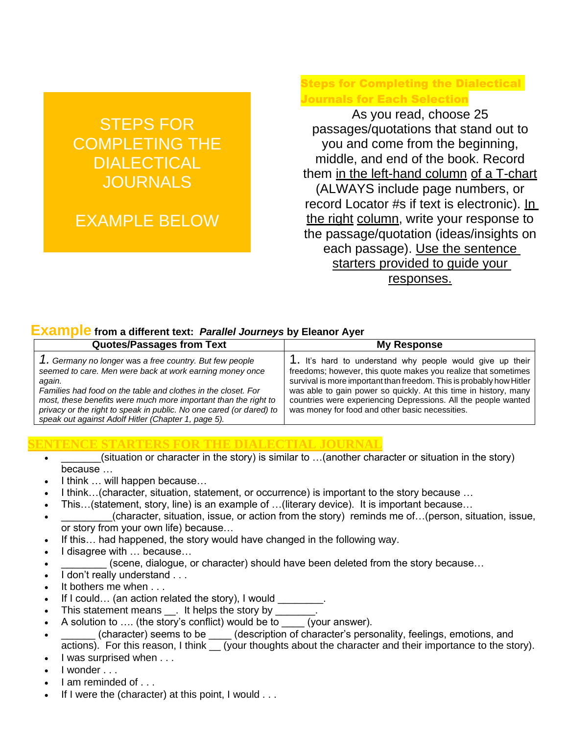# STEPS FOR COMPLETING THE DIALECTICAL JOURNALS

EXAMPLE BELOW

## Steps for Completing the Dialectical Journals for Each Selection

As you read, choose 25 passages/quotations that stand out to you and come from the beginning, middle, and end of the book. Record them in the left-hand column of a T-chart (ALWAYS include page numbers, or record Locator #s if text is electronic). In the right column, write your response to the passage/quotation (ideas/insights on each passage). Use the sentence starters provided to guide your responses.

## Example from a different text: *Parallel Journeys* by Eleanor Ayer

| Quotes/Passages from Text | My Response |
|---|---|
| 1. *Germany no longer was a free country. But few people seemed to care. Men were back at work earning money once again. Families had food on the table and clothes in the closet. For most, these benefits were much more important than the right to privacy or the right to speak in public. No one cared (or dared) to speak out against Adolf Hitler (Chapter 1, page 5).* | 1. It's hard to understand why people would give up their freedoms; however, this quote makes you realize that sometimes survival is more important than freedom. This is probably how Hitler was able to gain power so quickly. At this time in history, many countries were experiencing Depressions. All the people wanted was money for food and other basic necessities. |

## SENTENCE STARTERS FOR THE DIALECTIAL JOURNAL

- _______(situation or character in the story) is similar to …(another character or situation in the story) because …
- I think … will happen because…
- I think…(character, situation, statement, or occurrence) is important to the story because …
- This…(statement, story, line) is an example of …(literary device). It is important because…
- _________(character, situation, issue, or action from the story) reminds me of…(person, situation, issue, or story from your own life) because…
- If this… had happened, the story would have changed in the following way.
- I disagree with … because…
- ________ (scene, dialogue, or character) should have been deleted from the story because…
- I don't really understand . . .
- It bothers me when . . .
- If I could… (an action related the story), I would ________.
- This statement means __. It helps the story by _______.
- A solution to …. (the story's conflict) would be to ____ (your answer).
- ______ (character) seems to be ____ (description of character's personality, feelings, emotions, and actions). For this reason, I think __ (your thoughts about the character and their importance to the story).
- I was surprised when . . .
- I wonder . . .
- I am reminded of . . .
- If I were the (character) at this point, I would . . .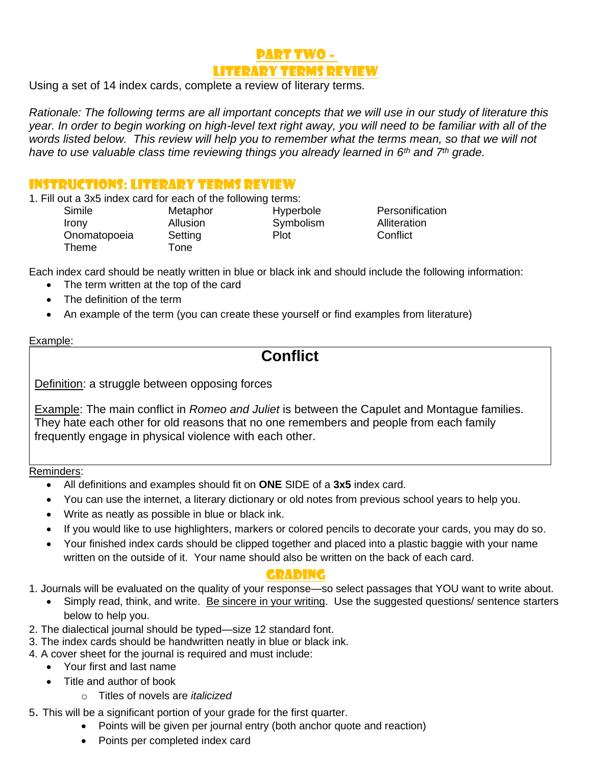# Part Two –
# Literary Terms Review

Using a set of 14 index cards, complete a review of literary terms.

*Rationale: The following terms are all important concepts that we will use in our study of literature this year. In order to begin working on high-level text right away, you will need to be familiar with all of the words listed below. This review will help you to remember what the terms mean, so that we will not have to use valuable class time reviewing things you already learned in 6th and 7th grade.*

## Instructions: Literary Terms Review

1. Fill out a 3x5 index card for each of the following terms:

| | | | |
|---|---|---|---|
| Simile | Metaphor | Hyperbole | Personification |
| Irony | Allusion | Symbolism | Alliteration |
| Onomatopoeia | Setting | Plot | Conflict |
| Theme | Tone | | |

Each index card should be neatly written in blue or black ink and should include the following information:

- The term written at the top of the card
- The definition of the term
- An example of the term (you can create these yourself or find examples from literature)

Example:

> **Conflict**
>
> Definition: a struggle between opposing forces
>
> Example: The main conflict in *Romeo and Juliet* is between the Capulet and Montague families. They hate each other for old reasons that no one remembers and people from each family frequently engage in physical violence with each other.

Reminders:

- All definitions and examples should fit on **ONE** SIDE of a **3x5** index card.
- You can use the internet, a literary dictionary or old notes from previous school years to help you.
- Write as neatly as possible in blue or black ink.
- If you would like to use highlighters, markers or colored pencils to decorate your cards, you may do so.
- Your finished index cards should be clipped together and placed into a plastic baggie with your name written on the outside of it. Your name should also be written on the back of each card.

## Grading

1. Journals will be evaluated on the quality of your response—so select passages that YOU want to write about.
   - Simply read, think, and write. Be sincere in your writing. Use the suggested questions/ sentence starters below to help you.
2. The dialectical journal should be typed—size 12 standard font.
3. The index cards should be handwritten neatly in blue or black ink.
4. A cover sheet for the journal is required and must include:
   - Your first and last name
   - Title and author of book
     - Titles of novels are *italicized*
5. This will be a significant portion of your grade for the first quarter.
   - Points will be given per journal entry (both anchor quote and reaction)
   - Points per completed index card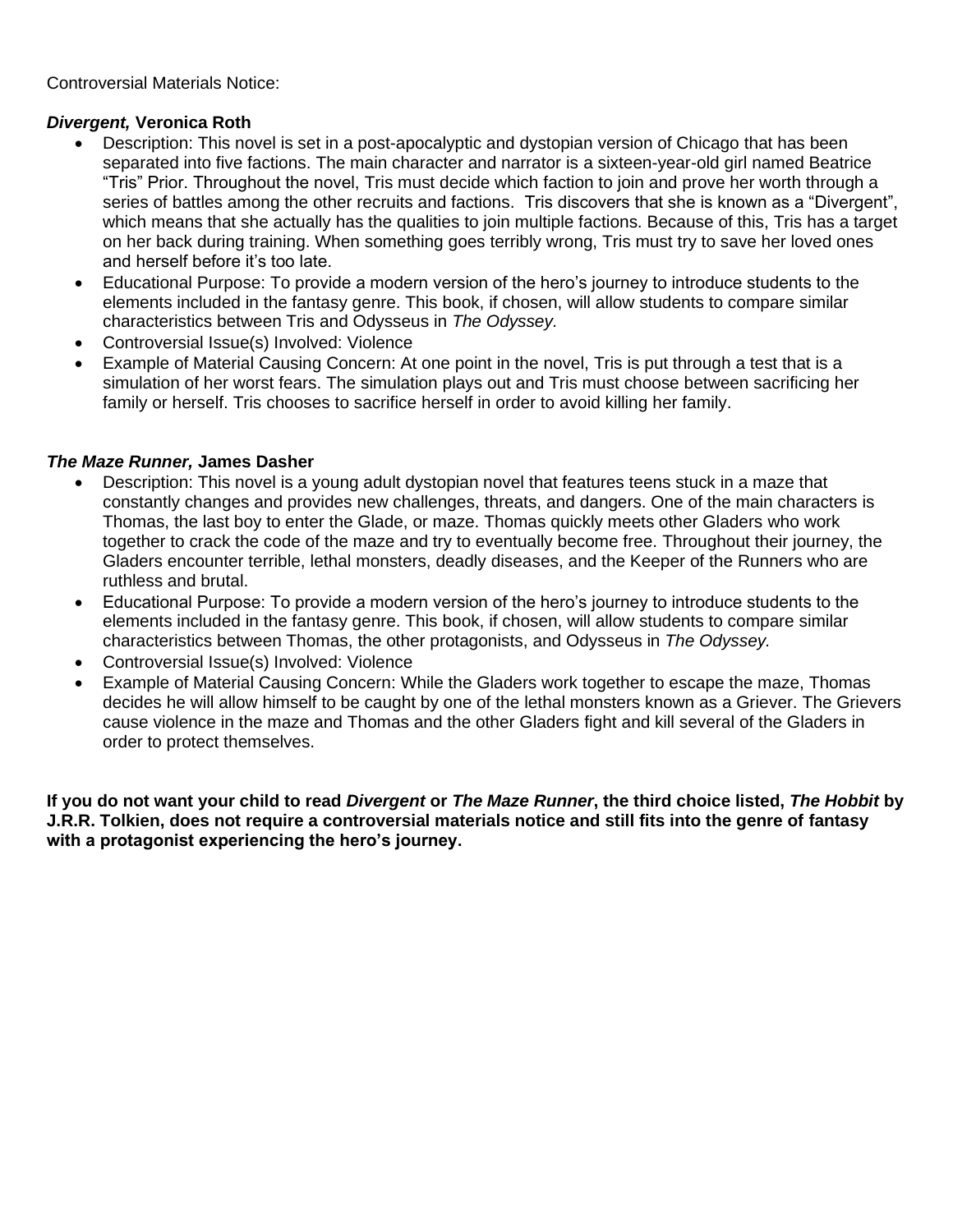Controversial Materials Notice:

***Divergent,* Veronica Roth**

- Description: This novel is set in a post-apocalyptic and dystopian version of Chicago that has been separated into five factions. The main character and narrator is a sixteen-year-old girl named Beatrice "Tris" Prior. Throughout the novel, Tris must decide which faction to join and prove her worth through a series of battles among the other recruits and factions. Tris discovers that she is known as a "Divergent", which means that she actually has the qualities to join multiple factions. Because of this, Tris has a target on her back during training. When something goes terribly wrong, Tris must try to save her loved ones and herself before it's too late.
- Educational Purpose: To provide a modern version of the hero's journey to introduce students to the elements included in the fantasy genre. This book, if chosen, will allow students to compare similar characteristics between Tris and Odysseus in *The Odyssey.*
- Controversial Issue(s) Involved: Violence
- Example of Material Causing Concern: At one point in the novel, Tris is put through a test that is a simulation of her worst fears. The simulation plays out and Tris must choose between sacrificing her family or herself. Tris chooses to sacrifice herself in order to avoid killing her family.

***The Maze Runner,* James Dasher**

- Description: This novel is a young adult dystopian novel that features teens stuck in a maze that constantly changes and provides new challenges, threats, and dangers. One of the main characters is Thomas, the last boy to enter the Glade, or maze. Thomas quickly meets other Gladers who work together to crack the code of the maze and try to eventually become free. Throughout their journey, the Gladers encounter terrible, lethal monsters, deadly diseases, and the Keeper of the Runners who are ruthless and brutal.
- Educational Purpose: To provide a modern version of the hero's journey to introduce students to the elements included in the fantasy genre. This book, if chosen, will allow students to compare similar characteristics between Thomas, the other protagonists, and Odysseus in *The Odyssey.*
- Controversial Issue(s) Involved: Violence
- Example of Material Causing Concern: While the Gladers work together to escape the maze, Thomas decides he will allow himself to be caught by one of the lethal monsters known as a Griever. The Grievers cause violence in the maze and Thomas and the other Gladers fight and kill several of the Gladers in order to protect themselves.

**If you do not want your child to read *Divergent* or *The Maze Runner*, the third choice listed, *The Hobbit* by J.R.R. Tolkien, does not require a controversial materials notice and still fits into the genre of fantasy with a protagonist experiencing the hero's journey.**